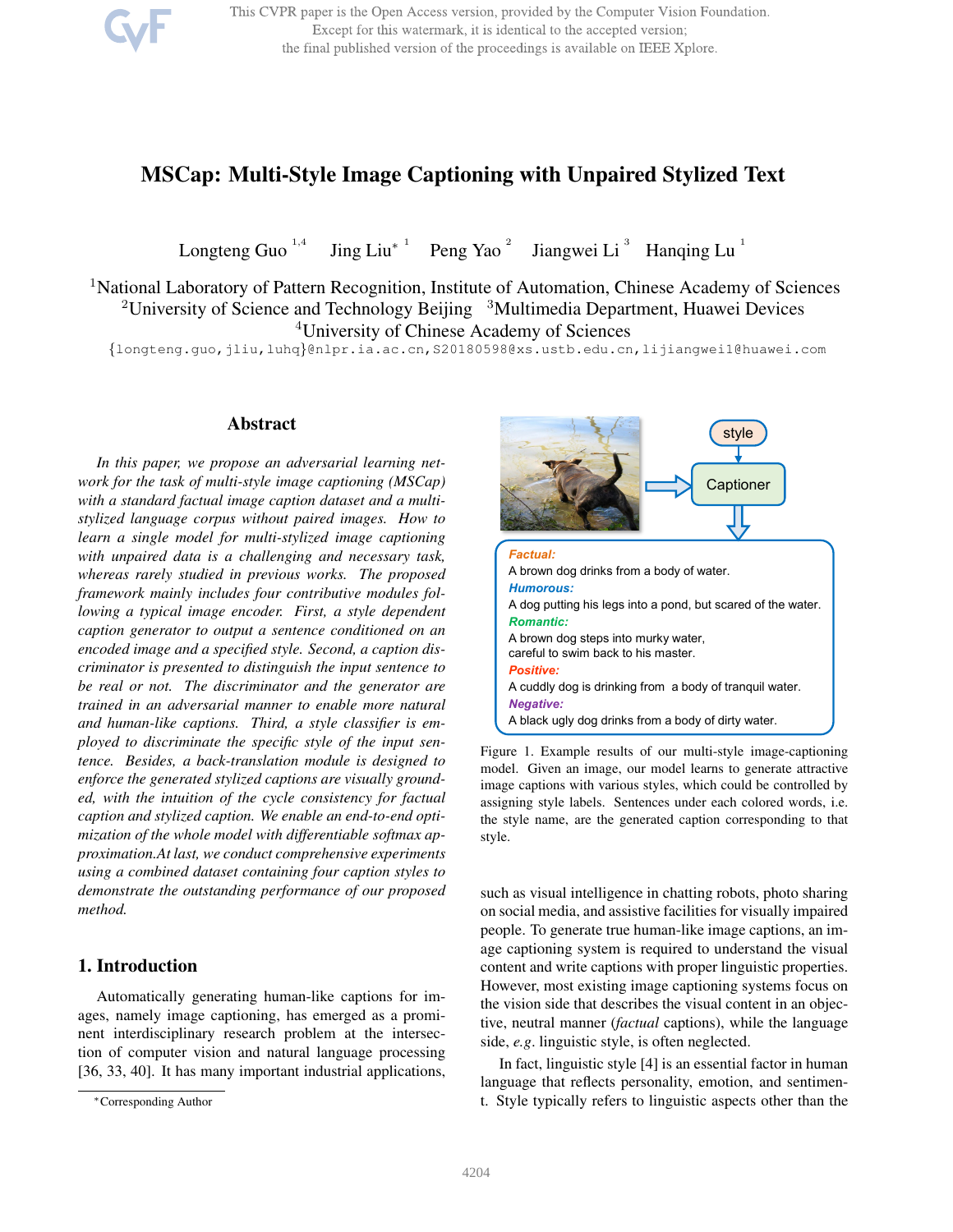# MSCap: Multi-Style Image Captioning with Unpaired Stylized Text

Longteng Guo [1,4] Jing Liu* [1] Peng Yao [2] Jiangwei Li [3] Hanqing Lu [1]

[1]National Laboratory of Pattern Recognition, Institute of Automation, Chinese Academy of Sciences
[2]University of Science and Technology Beijing [3]Multimedia Department, Huawei Devices
[4]University of Chinese Academy of Sciences

{longteng.guo,jliu,luhq}@nlpr.ia.ac.cn, S20180598@xs.ustb.edu.cn, lijiangwei1@huawei.com

## Abstract

*In this paper, we propose an adversarial learning network for the task of multi-style image captioning (MSCap) with a standard factual image caption dataset and a multi-stylized language corpus without paired images. How to learn a single model for multi-stylized image captioning with unpaired data is a challenging and necessary task, whereas rarely studied in previous works. The proposed framework mainly includes four contributive modules following a typical image encoder. First, a style dependent caption generator to output a sentence conditioned on an encoded image and a specified style. Second, a caption discriminator is presented to distinguish the input sentence to be real or not. The discriminator and the generator are trained in an adversarial manner to enable more natural and human-like captions. Third, a style classifier is employed to discriminate the specific style of the input sentence. Besides, a back-translation module is designed to enforce the generated stylized captions are visually grounded, with the intuition of the cycle consistency for factual caption and stylized caption. We enable an end-to-end optimization of the whole model with differentiable softmax approximation. At last, we conduct comprehensive experiments using a combined dataset containing four caption styles to demonstrate the outstanding performance of our proposed method.*

## 1. Introduction

Automatically generating human-like captions for images, namely image captioning, has emerged as a prominent interdisciplinary research problem at the intersection of computer vision and natural language processing [36, 33, 40]. It has many important industrial applications, such as visual intelligence in chatting robots, photo sharing on social media, and assistive facilities for visually impaired people. To generate true human-like image captions, an image captioning system is required to understand the visual content and write captions with proper linguistic properties. However, most existing image captioning systems focus on the vision side that describes the visual content in an objective, neutral manner (*factual* captions), while the language side, *e.g.* linguistic style, is often neglected.

In fact, linguistic style [4] is an essential factor in human language that reflects personality, emotion, and sentiment. Style typically refers to linguistic aspects other than the

style

Captioner

**Factual:**
A brown dog drinks from a body of water.
**Humorous:**
A dog putting his legs into a pond, but scared of the water.
**Romantic:**
A brown dog steps into murky water, careful to swim back to his master.
**Positive:**
A cuddly dog is drinking from a body of tranquil water.
**Negative:**
A black ugly dog drinks from a body of dirty water.

Figure 1. Example results of our multi-style image-captioning model. Given an image, our model learns to generate attractive image captions with various styles, which could be controlled by assigning style labels. Sentences under each colored words, i.e. the style name, are the generated caption corresponding to that style.

*Corresponding Author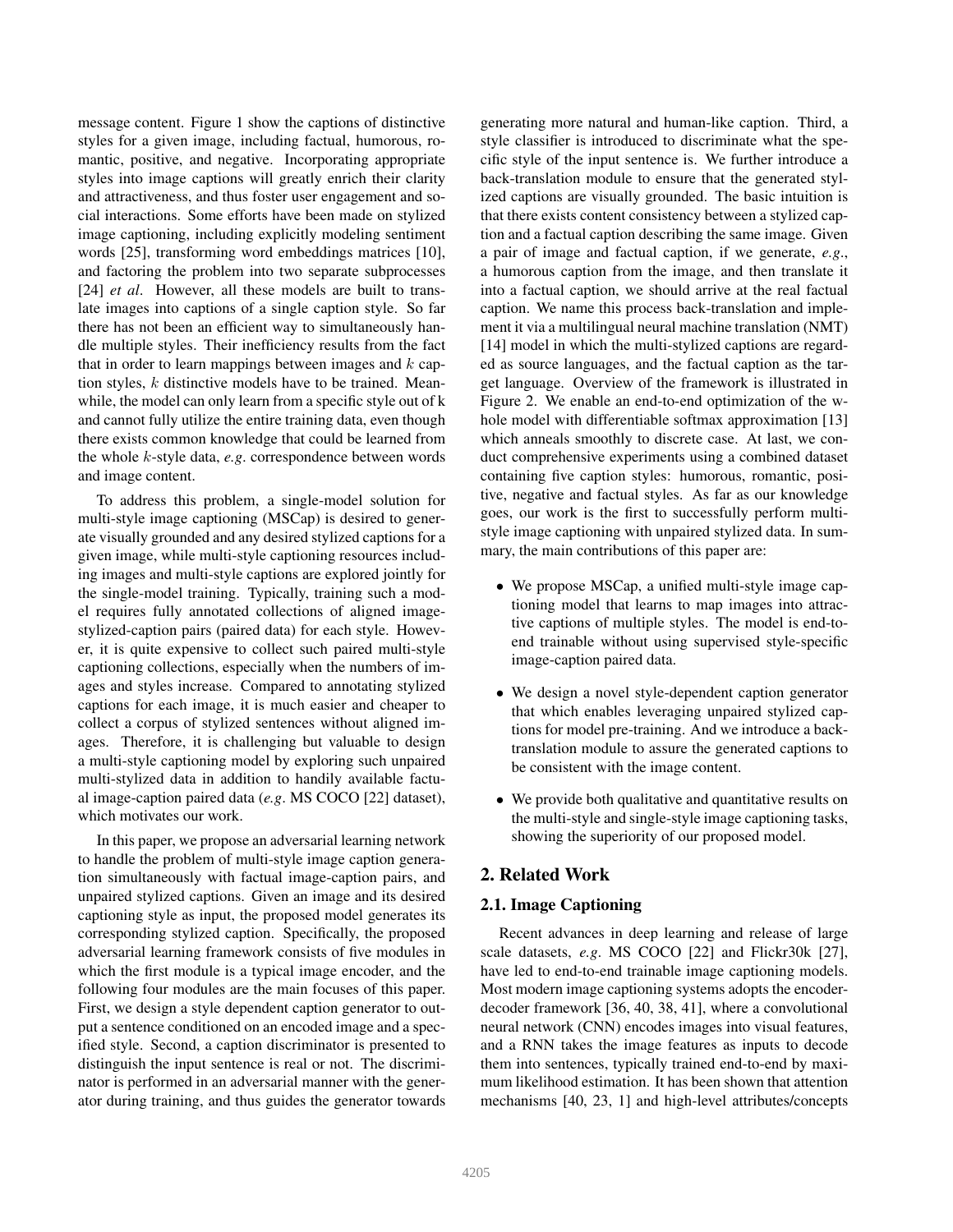message content. Figure 1 show the captions of distinctive styles for a given image, including factual, humorous, romantic, positive, and negative. Incorporating appropriate styles into image captions will greatly enrich their clarity and attractiveness, and thus foster user engagement and social interactions. Some efforts have been made on stylized image captioning, including explicitly modeling sentiment words [25], transforming word embeddings matrices [10], and factoring the problem into two separate subprocesses [24] *et al*. However, all these models are built to translate images into captions of a single caption style. So far there has not been an efficient way to simultaneously handle multiple styles. Their inefficiency results from the fact that in order to learn mappings between images and $k$ caption styles, $k$ distinctive models have to be trained. Meanwhile, the model can only learn from a specific style out of k and cannot fully utilize the entire training data, even though there exists common knowledge that could be learned from the whole $k$-style data, *e.g*. correspondence between words and image content.

To address this problem, a single-model solution for multi-style image captioning (MSCap) is desired to generate visually grounded and any desired stylized captions for a given image, while multi-style captioning resources including images and multi-style captions are explored jointly for the single-model training. Typically, training such a model requires fully annotated collections of aligned image-stylized-caption pairs (paired data) for each style. However, it is quite expensive to collect such paired multi-style captioning collections, especially when the numbers of images and styles increase. Compared to annotating stylized captions for each image, it is much easier and cheaper to collect a corpus of stylized sentences without aligned images. Therefore, it is challenging but valuable to design a multi-style captioning model by exploring such unpaired multi-stylized data in addition to handily available factual image-caption paired data (*e.g*. MS COCO [22] dataset), which motivates our work.

In this paper, we propose an adversarial learning network to handle the problem of multi-style image caption generation simultaneously with factual image-caption pairs, and unpaired stylized captions. Given an image and its desired captioning style as input, the proposed model generates its corresponding stylized caption. Specifically, the proposed adversarial learning framework consists of five modules in which the first module is a typical image encoder, and the following four modules are the main focuses of this paper. First, we design a style dependent caption generator to output a sentence conditioned on an encoded image and a specified style. Second, a caption discriminator is presented to distinguish the input sentence is real or not. The discriminator is performed in an adversarial manner with the generator during training, and thus guides the generator towards generating more natural and human-like caption. Third, a style classifier is introduced to discriminate what the specific style of the input sentence is. We further introduce a back-translation module to ensure that the generated stylized captions are visually grounded. The basic intuition is that there exists content consistency between a stylized caption and a factual caption describing the same image. Given a pair of image and factual caption, if we generate, *e.g*., a humorous caption from the image, and then translate it into a factual caption, we should arrive at the real factual caption. We name this process back-translation and implement it via a multilingual neural machine translation (NMT) [14] model in which the multi-stylized captions are regarded as source languages, and the factual caption as the target language. Overview of the framework is illustrated in Figure 2. We enable an end-to-end optimization of the whole model with differentiable softmax approximation [13] which anneals smoothly to discrete case. At last, we conduct comprehensive experiments using a combined dataset containing five caption styles: humorous, romantic, positive, negative and factual styles. As far as our knowledge goes, our work is the first to successfully perform multi-style image captioning with unpaired stylized data. In summary, the main contributions of this paper are:

- We propose MSCap, a unified multi-style image captioning model that learns to map images into attractive captions of multiple styles. The model is end-to-end trainable without using supervised style-specific image-caption paired data.
- We design a novel style-dependent caption generator that which enables leveraging unpaired stylized captions for model pre-training. And we introduce a back-translation module to assure the generated captions to be consistent with the image content.
- We provide both qualitative and quantitative results on the multi-style and single-style image captioning tasks, showing the superiority of our proposed model.

## 2. Related Work

### 2.1. Image Captioning

Recent advances in deep learning and release of large scale datasets, *e.g*. MS COCO [22] and Flickr30k [27], have led to end-to-end trainable image captioning models. Most modern image captioning systems adopts the encoder-decoder framework [36, 40, 38, 41], where a convolutional neural network (CNN) encodes images into visual features, and a RNN takes the image features as inputs to decode them into sentences, typically trained end-to-end by maximum likelihood estimation. It has been shown that attention mechanisms [40, 23, 1] and high-level attributes/concepts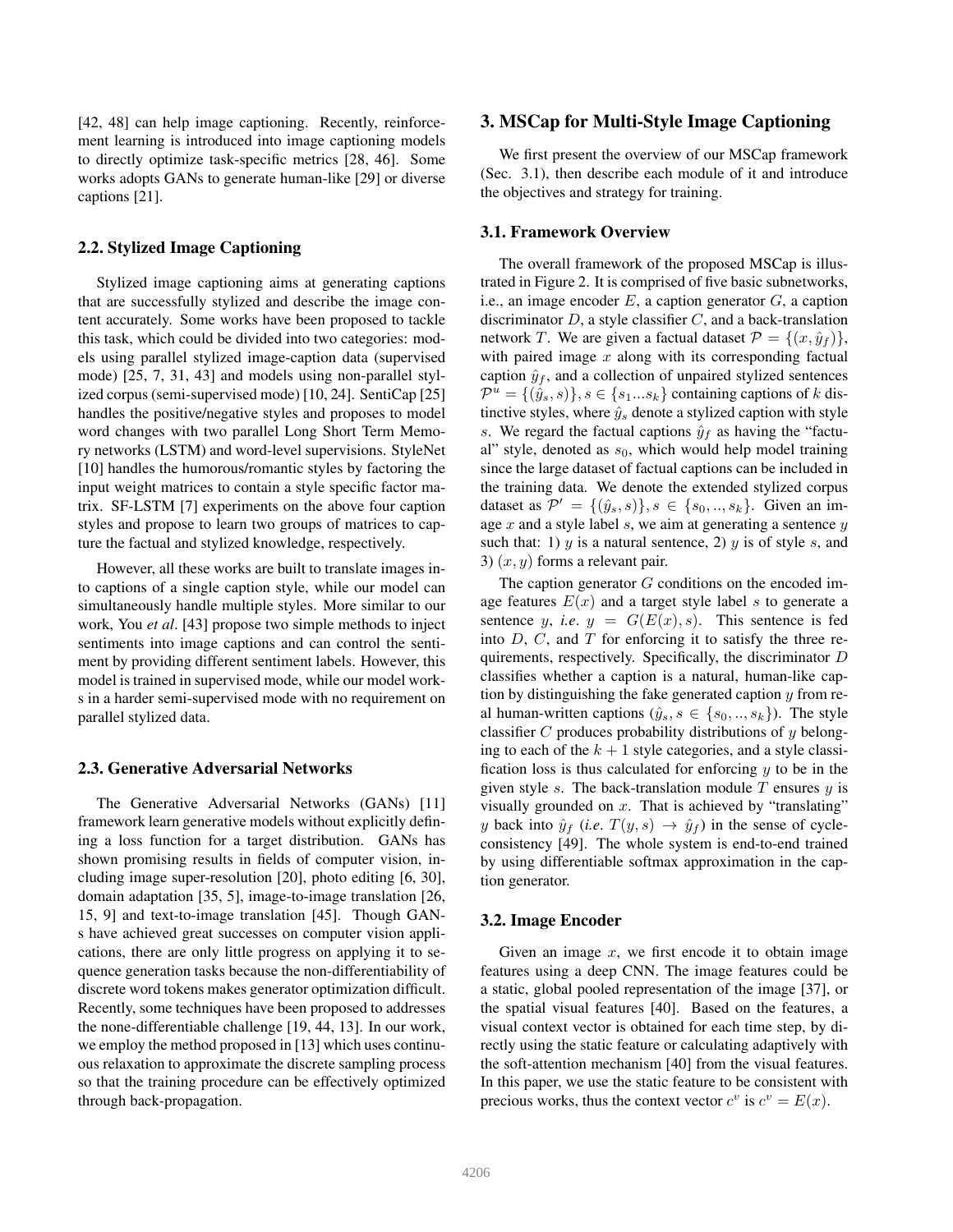[42, 48] can help image captioning. Recently, reinforcement learning is introduced into image captioning models to directly optimize task-specific metrics [28, 46]. Some works adopts GANs to generate human-like [29] or diverse captions [21].

### 2.2. Stylized Image Captioning

Stylized image captioning aims at generating captions that are successfully stylized and describe the image content accurately. Some works have been proposed to tackle this task, which could be divided into two categories: models using parallel stylized image-caption data (supervised mode) [25, 7, 31, 43] and models using non-parallel stylized corpus (semi-supervised mode) [10, 24]. SentiCap [25] handles the positive/negative styles and proposes to model word changes with two parallel Long Short Term Memory networks (LSTM) and word-level supervisions. StyleNet [10] handles the humorous/romantic styles by factoring the input weight matrices to contain a style specific factor matrix. SF-LSTM [7] experiments on the above four caption styles and propose to learn two groups of matrices to capture the factual and stylized knowledge, respectively.

However, all these works are built to translate images into captions of a single caption style, while our model can simultaneously handle multiple styles. More similar to our work, You *et al*. [43] propose two simple methods to inject sentiments into image captions and can control the sentiment by providing different sentiment labels. However, this model is trained in supervised mode, while our model works in a harder semi-supervised mode with no requirement on parallel stylized data.

### 2.3. Generative Adversarial Networks

The Generative Adversarial Networks (GANs) [11] framework learn generative models without explicitly defining a loss function for a target distribution. GANs has shown promising results in fields of computer vision, including image super-resolution [20], photo editing [6, 30], domain adaptation [35, 5], image-to-image translation [26, 15, 9] and text-to-image translation [45]. Though GANs have achieved great successes on computer vision applications, there are only little progress on applying it to sequence generation tasks because the non-differentiability of discrete word tokens makes generator optimization difficult. Recently, some techniques have been proposed to addresses the none-differentiable challenge [19, 44, 13]. In our work, we employ the method proposed in [13] which uses continuous relaxation to approximate the discrete sampling process so that the training procedure can be effectively optimized through back-propagation.

## 3. MSCap for Multi-Style Image Captioning

We first present the overview of our MSCap framework (Sec. 3.1), then describe each module of it and introduce the objectives and strategy for training.

### 3.1. Framework Overview

The overall framework of the proposed MSCap is illustrated in Figure 2. It is comprised of five basic subnetworks, i.e., an image encoder $E$, a caption generator $G$, a caption discriminator $D$, a style classifier $C$, and a back-translation network $T$. We are given a factual dataset $\mathcal{P} = \{(x, \hat{y}_f)\}$, with paired image $x$ along with its corresponding factual caption $\hat{y}_f$, and a collection of unpaired stylized sentences $\mathcal{P}^u = \{(\hat{y}_s, s)\}, s \in \{s_1...s_k\}$ containing captions of $k$ distinctive styles, where $\hat{y}_s$ denote a stylized caption with style $s$. We regard the factual captions $\hat{y}_f$ as having the "factual" style, denoted as $s_0$, which would help model training since the large dataset of factual captions can be included in the training data. We denote the extended stylized corpus dataset as $\mathcal{P}' = \{(\hat{y}_s, s)\}, s \in \{s_0, .., s_k\}$. Given an image $x$ and a style label $s$, we aim at generating a sentence $y$ such that: 1) $y$ is a natural sentence, 2) $y$ is of style $s$, and 3) $(x, y)$ forms a relevant pair.

The caption generator $G$ conditions on the encoded image features $E(x)$ and a target style label $s$ to generate a sentence $y$, *i.e.* $y = G(E(x), s)$. This sentence is fed into $D$, $C$, and $T$ for enforcing it to satisfy the three requirements, respectively. Specifically, the discriminator $D$ classifies whether a caption is a natural, human-like caption by distinguishing the fake generated caption $y$ from real human-written captions ($\hat{y}_s, s \in \{s_0, .., s_k\}$). The style classifier $C$ produces probability distributions of $y$ belonging to each of the $k + 1$ style categories, and a style classification loss is thus calculated for enforcing $y$ to be in the given style $s$. The back-translation module $T$ ensures $y$ is visually grounded on $x$. That is achieved by "translating" $y$ back into $\hat{y}_f$ (*i.e.* $T(y, s) \rightarrow \hat{y}_f$) in the sense of cycle-consistency [49]. The whole system is end-to-end trained by using differentiable softmax approximation in the caption generator.

### 3.2. Image Encoder

Given an image $x$, we first encode it to obtain image features using a deep CNN. The image features could be a static, global pooled representation of the image [37], or the spatial visual features [40]. Based on the features, a visual context vector is obtained for each time step, by directly using the static feature or calculating adaptively with the soft-attention mechanism [40] from the visual features. In this paper, we use the static feature to be consistent with precious works, thus the context vector $c^v$ is $c^v = E(x)$.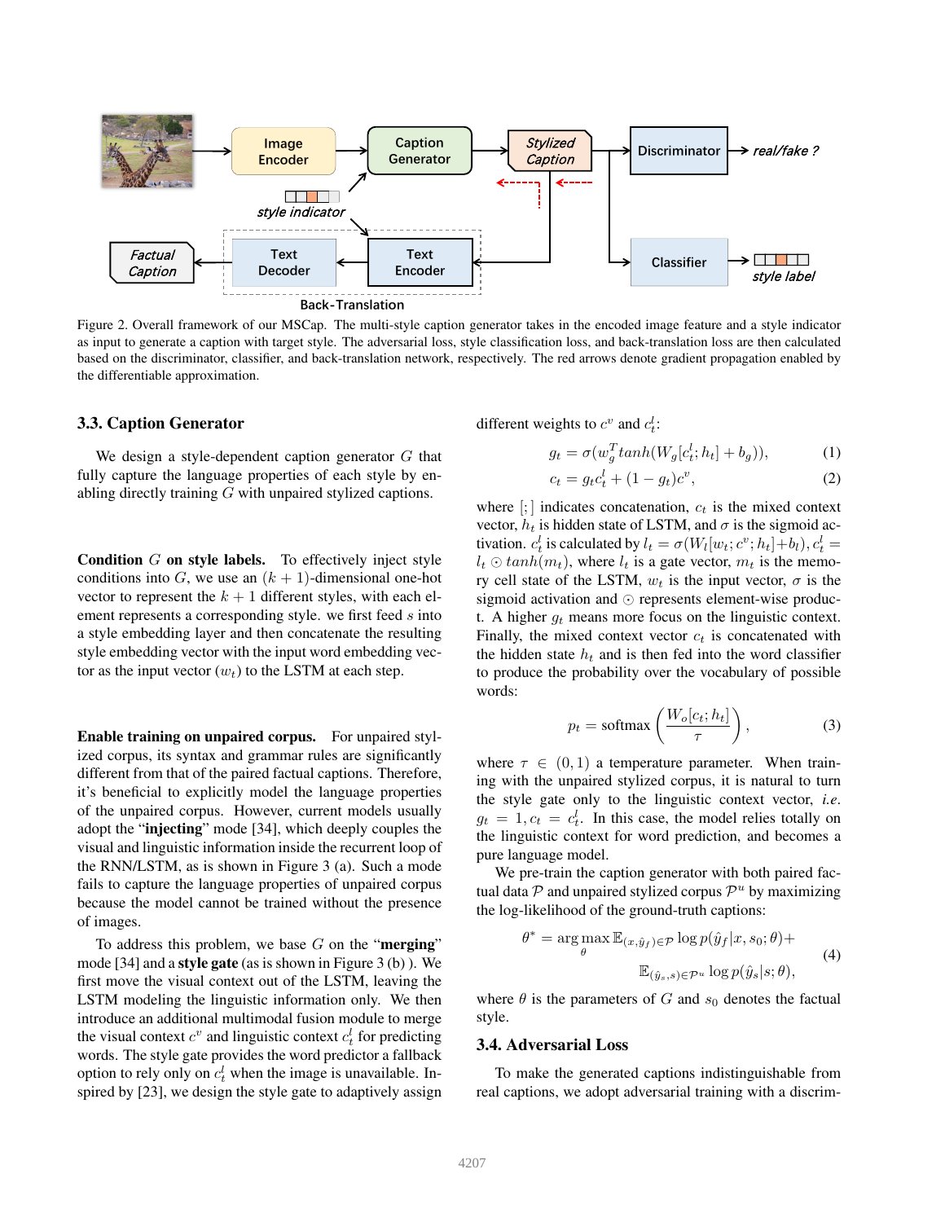Figure 2. Overall framework of our MSCap. The multi-style caption generator takes in the encoded image feature and a style indicator as input to generate a caption with target style. The adversarial loss, style classification loss, and back-translation loss are then calculated based on the discriminator, classifier, and back-translation network, respectively. The red arrows denote gradient propagation enabled by the differentiable approximation.

### 3.3. Caption Generator

We design a style-dependent caption generator $G$ that fully capture the language properties of each style by enabling directly training $G$ with unpaired stylized captions.

**Condition $G$ on style labels.** To effectively inject style conditions into $G$, we use an $(k+1)$-dimensional one-hot vector to represent the $k+1$ different styles, with each element represents a corresponding style. we first feed $s$ into a style embedding layer and then concatenate the resulting style embedding vector with the input word embedding vector as the input vector ($w_t$) to the LSTM at each step.

**Enable training on unpaired corpus.** For unpaired stylized corpus, its syntax and grammar rules are significantly different from that of the paired factual captions. Therefore, it's beneficial to explicitly model the language properties of the unpaired corpus. However, current models usually adopt the "**injecting**" mode [34], which deeply couples the visual and linguistic information inside the recurrent loop of the RNN/LSTM, as is shown in Figure 3 (a). Such a mode fails to capture the language properties of unpaired corpus because the model cannot be trained without the presence of images.

To address this problem, we base $G$ on the "**merging**" mode [34] and a **style gate** (as is shown in Figure 3 (b) ). We first move the visual context out of the LSTM, leaving the LSTM modeling the linguistic information only. We then introduce an additional multimodal fusion module to merge the visual context $c^v$ and linguistic context $c_t^l$ for predicting words. The style gate provides the word predictor a fallback option to rely only on $c_t^l$ when the image is unavailable. Inspired by [23], we design the style gate to adaptively assign different weights to $c^v$ and $c_t^l$:

$$g_t = \sigma(w_g^T tanh(W_g[c_t^l; h_t] + b_g)), \tag{1}$$

$$c_t = g_t c_t^l + (1 - g_t)c^v, \tag{2}$$

where $[;]$ indicates concatenation, $c_t$ is the mixed context vector, $h_t$ is hidden state of LSTM, and $\sigma$ is the sigmoid activation. $c_t^l$ is calculated by $l_t = \sigma(W_l[w_t; c^v; h_t]+b_l)$, $c_t^l = l_t \odot tanh(m_t)$, where $l_t$ is a gate vector, $m_t$ is the memory cell state of the LSTM, $w_t$ is the input vector, $\sigma$ is the sigmoid activation and $\odot$ represents element-wise product. A higher $g_t$ means more focus on the linguistic context. Finally, the mixed context vector $c_t$ is concatenated with the hidden state $h_t$ and is then fed into the word classifier to produce the probability over the vocabulary of possible words:

$$p_t = \text{softmax}\left(\frac{W_o[c_t; h_t]}{\tau}\right), \tag{3}$$

where $\tau \in (0, 1)$ a temperature parameter. When training with the unpaired stylized corpus, it is natural to turn the style gate only to the linguistic context vector, *i.e.* $g_t = 1, c_t = c_t^l$. In this case, the model relies totally on the linguistic context for word prediction, and becomes a pure language model.

We pre-train the caption generator with both paired factual data $\mathcal{P}$ and unpaired stylized corpus $\mathcal{P}^u$ by maximizing the log-likelihood of the ground-truth captions:

$$\theta^* = \arg\max_\theta \mathbb{E}_{(x,\hat{y}_f)\in\mathcal{P}} \log p(\hat{y}_f|x, s_0; \theta) + \mathbb{E}_{(\hat{y}_s,s)\in\mathcal{P}^u} \log p(\hat{y}_s|s; \theta), \tag{4}$$

where $\theta$ is the parameters of $G$ and $s_0$ denotes the factual style.

### 3.4. Adversarial Loss

To make the generated captions indistinguishable from real captions, we adopt adversarial training with a discrim-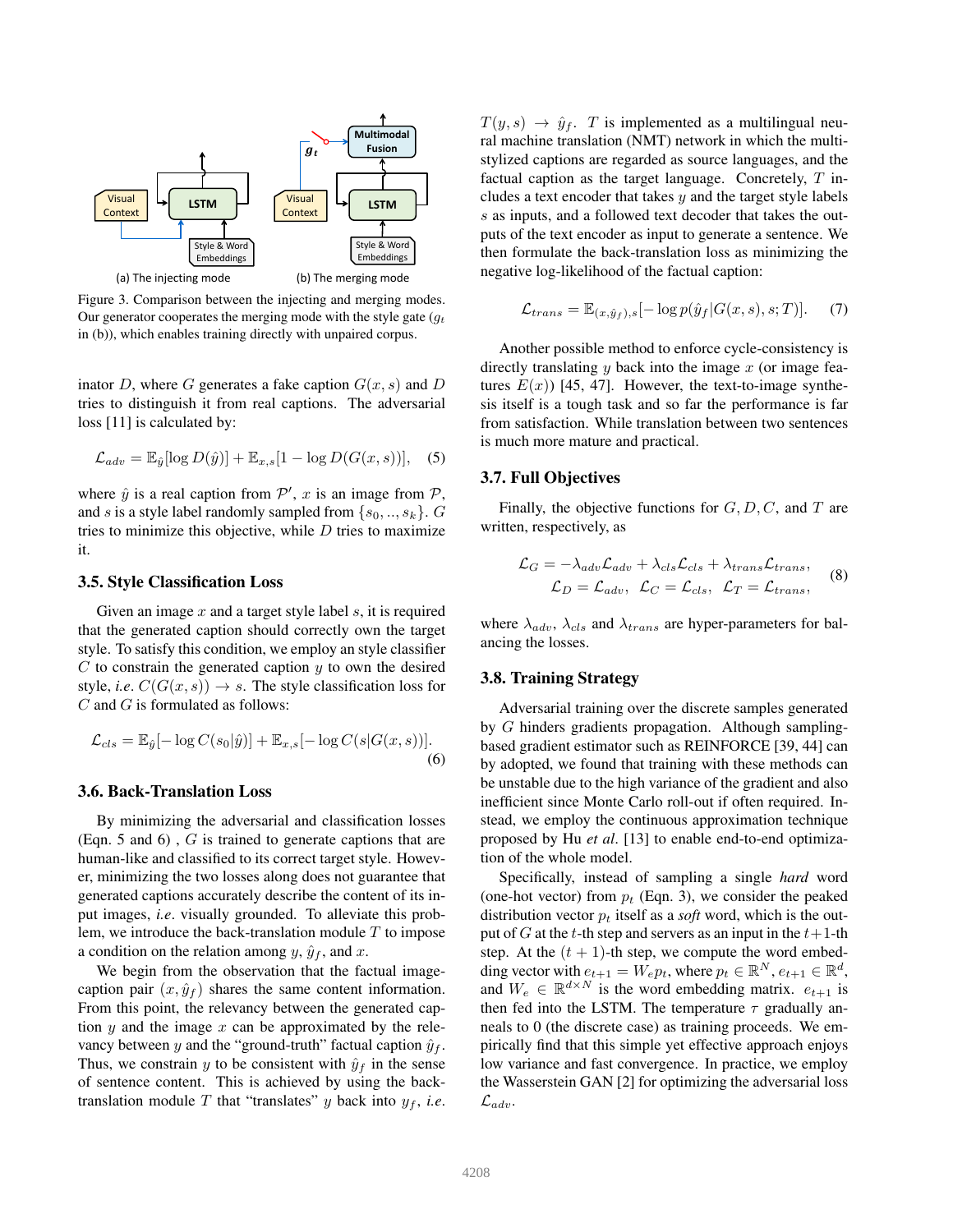Figure 3. Comparison between the injecting and merging modes. Our generator cooperates the merging mode with the style gate ($g_t$ in (b)), which enables training directly with unpaired corpus.

inator $D$, where $G$ generates a fake caption $G(x, s)$ and $D$ tries to distinguish it from real captions. The adversarial loss [11] is calculated by:

$$\mathcal{L}_{adv} = \mathbb{E}_{\hat{y}}[\log D(\hat{y})] + \mathbb{E}_{x,s}[1 - \log D(G(x, s))], \quad (5)$$

where $\hat{y}$ is a real caption from $\mathcal{P}'$, $x$ is an image from $\mathcal{P}$, and $s$ is a style label randomly sampled from $\{s_0, .., s_k\}$. $G$ tries to minimize this objective, while $D$ tries to maximize it.

### 3.5. Style Classification Loss

Given an image $x$ and a target style label $s$, it is required that the generated caption should correctly own the target style. To satisfy this condition, we employ an style classifier $C$ to constrain the generated caption $y$ to own the desired style, *i.e.* $C(G(x, s)) \rightarrow s$. The style classification loss for $C$ and $G$ is formulated as follows:

$$\mathcal{L}_{cls} = \mathbb{E}_{\hat{y}}[-\log C(s_0|\hat{y})] + \mathbb{E}_{x,s}[-\log C(s|G(x, s))]. \quad (6)$$

### 3.6. Back-Translation Loss

By minimizing the adversarial and classification losses (Eqn. 5 and 6) , $G$ is trained to generate captions that are human-like and classified to its correct target style. However, minimizing the two losses along does not guarantee that generated captions accurately describe the content of its input images, *i.e.* visually grounded. To alleviate this problem, we introduce the back-translation module $T$ to impose a condition on the relation among $y$, $\hat{y}_f$, and $x$.

We begin from the observation that the factual image-caption pair $(x, \hat{y}_f)$ shares the same content information. From this point, the relevancy between the generated caption $y$ and the image $x$ can be approximated by the relevancy between $y$ and the "ground-truth" factual caption $\hat{y}_f$. Thus, we constrain $y$ to be consistent with $\hat{y}_f$ in the sense of sentence content. This is achieved by using the back-translation module $T$ that "translates" $y$ back into $y_f$, *i.e.* $T(y, s) \rightarrow \hat{y}_f$. $T$ is implemented as a multilingual neural machine translation (NMT) network in which the multi-stylized captions are regarded as source languages, and the factual caption as the target language. Concretely, $T$ includes a text encoder that takes $y$ and the target style labels $s$ as inputs, and a followed text decoder that takes the outputs of the text encoder as input to generate a sentence. We then formulate the back-translation loss as minimizing the negative log-likelihood of the factual caption:

$$\mathcal{L}_{trans} = \mathbb{E}_{(x,\hat{y}_f),s}[-\log p(\hat{y}_f|G(x, s), s; T)]. \quad (7)$$

Another possible method to enforce cycle-consistency is directly translating $y$ back into the image $x$ (or image features $E(x)$) [45, 47]. However, the text-to-image synthesis itself is a tough task and so far the performance is far from satisfaction. While translation between two sentences is much more mature and practical.

### 3.7. Full Objectives

Finally, the objective functions for $G, D, C$, and $T$ are written, respectively, as

$$\begin{aligned} \mathcal{L}_G = -\lambda_{adv}\mathcal{L}_{adv} + \lambda_{cls}\mathcal{L}_{cls} + \lambda_{trans}\mathcal{L}_{trans}, \\ \mathcal{L}_D = \mathcal{L}_{adv}, \;\; \mathcal{L}_C = \mathcal{L}_{cls}, \;\; \mathcal{L}_T = \mathcal{L}_{trans}, \end{aligned} \quad (8)$$

where $\lambda_{adv}$, $\lambda_{cls}$ and $\lambda_{trans}$ are hyper-parameters for balancing the losses.

### 3.8. Training Strategy

Adversarial training over the discrete samples generated by $G$ hinders gradients propagation. Although sampling-based gradient estimator such as REINFORCE [39, 44] can by adopted, we found that training with these methods can be unstable due to the high variance of the gradient and also inefficient since Monte Carlo roll-out if often required. Instead, we employ the continuous approximation technique proposed by Hu *et al*. [13] to enable end-to-end optimization of the whole model.

Specifically, instead of sampling a single *hard* word (one-hot vector) from $p_t$ (Eqn. 3), we consider the peaked distribution vector $p_t$ itself as a *soft* word, which is the output of $G$ at the $t$-th step and servers as an input in the $t+1$-th step. At the $(t + 1)$-th step, we compute the word embedding vector with $e_{t+1} = W_e p_t$, where $p_t \in \mathbb{R}^N$, $e_{t+1} \in \mathbb{R}^d$, and $W_e \in \mathbb{R}^{d \times N}$ is the word embedding matrix. $e_{t+1}$ is then fed into the LSTM. The temperature $\tau$ gradually anneals to 0 (the discrete case) as training proceeds. We empirically find that this simple yet effective approach enjoys low variance and fast convergence. In practice, we employ the Wasserstein GAN [2] for optimizing the adversarial loss $\mathcal{L}_{adv}$.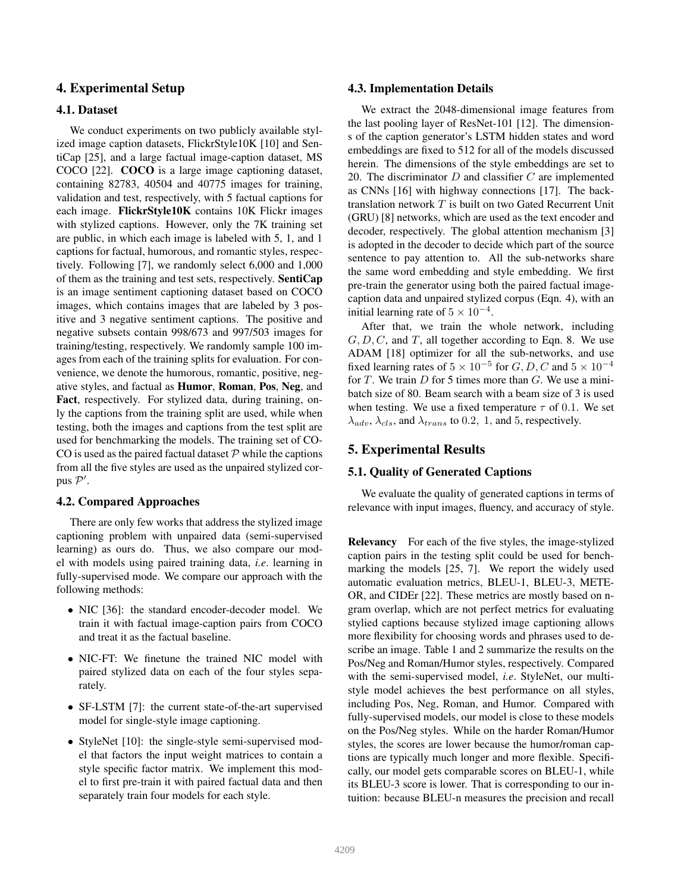## 4. Experimental Setup

### 4.1. Dataset

We conduct experiments on two publicly available stylized image caption datasets, FlickrStyle10K [10] and SentiCap [25], and a large factual image-caption dataset, MS COCO [22]. **COCO** is a large image captioning dataset, containing 82783, 40504 and 40775 images for training, validation and test, respectively, with 5 factual captions for each image. **FlickrStyle10K** contains 10K Flickr images with stylized captions. However, only the 7K training set are public, in which each image is labeled with 5, 1, and 1 captions for factual, humorous, and romantic styles, respectively. Following [7], we randomly select 6,000 and 1,000 of them as the training and test sets, respectively. **SentiCap** is an image sentiment captioning dataset based on COCO images, which contains images that are labeled by 3 positive and 3 negative sentiment captions. The positive and negative subsets contain 998/673 and 997/503 images for training/testing, respectively. We randomly sample 100 images from each of the training splits for evaluation. For convenience, we denote the humorous, romantic, positive, negative styles, and factual as **Humor**, **Roman**, **Pos**, **Neg**, and **Fact**, respectively. For stylized data, during training, only the captions from the training split are used, while when testing, both the images and captions from the test split are used for benchmarking the models. The training set of COCO is used as the paired factual dataset $\mathcal{P}$ while the captions from all the five styles are used as the unpaired stylized corpus $\mathcal{P}'$.

### 4.2. Compared Approaches

There are only few works that address the stylized image captioning problem with unpaired data (semi-supervised learning) as ours do. Thus, we also compare our model with models using paired training data, *i.e*. learning in fully-supervised mode. We compare our approach with the following methods:

- NIC [36]: the standard encoder-decoder model. We train it with factual image-caption pairs from COCO and treat it as the factual baseline.
- NIC-FT: We finetune the trained NIC model with paired stylized data on each of the four styles separately.
- SF-LSTM [7]: the current state-of-the-art supervised model for single-style image captioning.
- StyleNet [10]: the single-style semi-supervised model that factors the input weight matrices to contain a style specific factor matrix. We implement this model to first pre-train it with paired factual data and then separately train four models for each style.

### 4.3. Implementation Details

We extract the 2048-dimensional image features from the last pooling layer of ResNet-101 [12]. The dimensions of the caption generator's LSTM hidden states and word embeddings are fixed to 512 for all of the models discussed herein. The dimensions of the style embeddings are set to 20. The discriminator $D$ and classifier $C$ are implemented as CNNs [16] with highway connections [17]. The back-translation network $T$ is built on two Gated Recurrent Unit (GRU) [8] networks, which are used as the text encoder and decoder, respectively. The global attention mechanism [3] is adopted in the decoder to decide which part of the source sentence to pay attention to. All the sub-networks share the same word embedding and style embedding. We first pre-train the generator using both the paired factual image-caption data and unpaired stylized corpus (Eqn. 4), with an initial learning rate of $5 \times 10^{-4}$.

After that, we train the whole network, including $G, D, C$, and $T$, all together according to Eqn. 8. We use ADAM [18] optimizer for all the sub-networks, and use fixed learning rates of $5 \times 10^{-5}$ for $G, D, C$ and $5 \times 10^{-4}$ for $T$. We train $D$ for 5 times more than $G$. We use a mini-batch size of 80. Beam search with a beam size of 3 is used when testing. We use a fixed temperature $\tau$ of 0.1. We set $\lambda_{adv}$, $\lambda_{cls}$, and $\lambda_{trans}$ to 0.2, 1, and 5, respectively.

## 5. Experimental Results

### 5.1. Quality of Generated Captions

We evaluate the quality of generated captions in terms of relevance with input images, fluency, and accuracy of style.

**Relevancy** For each of the five styles, the image-stylized caption pairs in the testing split could be used for benchmarking the models [25, 7]. We report the widely used automatic evaluation metrics, BLEU-1, BLEU-3, METEOR, and CIDEr [22]. These metrics are mostly based on n-gram overlap, which are not perfect metrics for evaluating stylied captions because stylized image captioning allows more flexibility for choosing words and phrases used to describe an image. Table 1 and 2 summarize the results on the Pos/Neg and Roman/Humor styles, respectively. Compared with the semi-supervised model, *i.e*. StyleNet, our multi-style model achieves the best performance on all styles, including Pos, Neg, Roman, and Humor. Compared with fully-supervised models, our model is close to these models on the Pos/Neg styles. While on the harder Roman/Humor styles, the scores are lower because the humor/roman captions are typically much longer and more flexible. Specifically, our model gets comparable scores on BLEU-1, while its BLEU-3 score is lower. That is corresponding to our intuition: because BLEU-n measures the precision and recall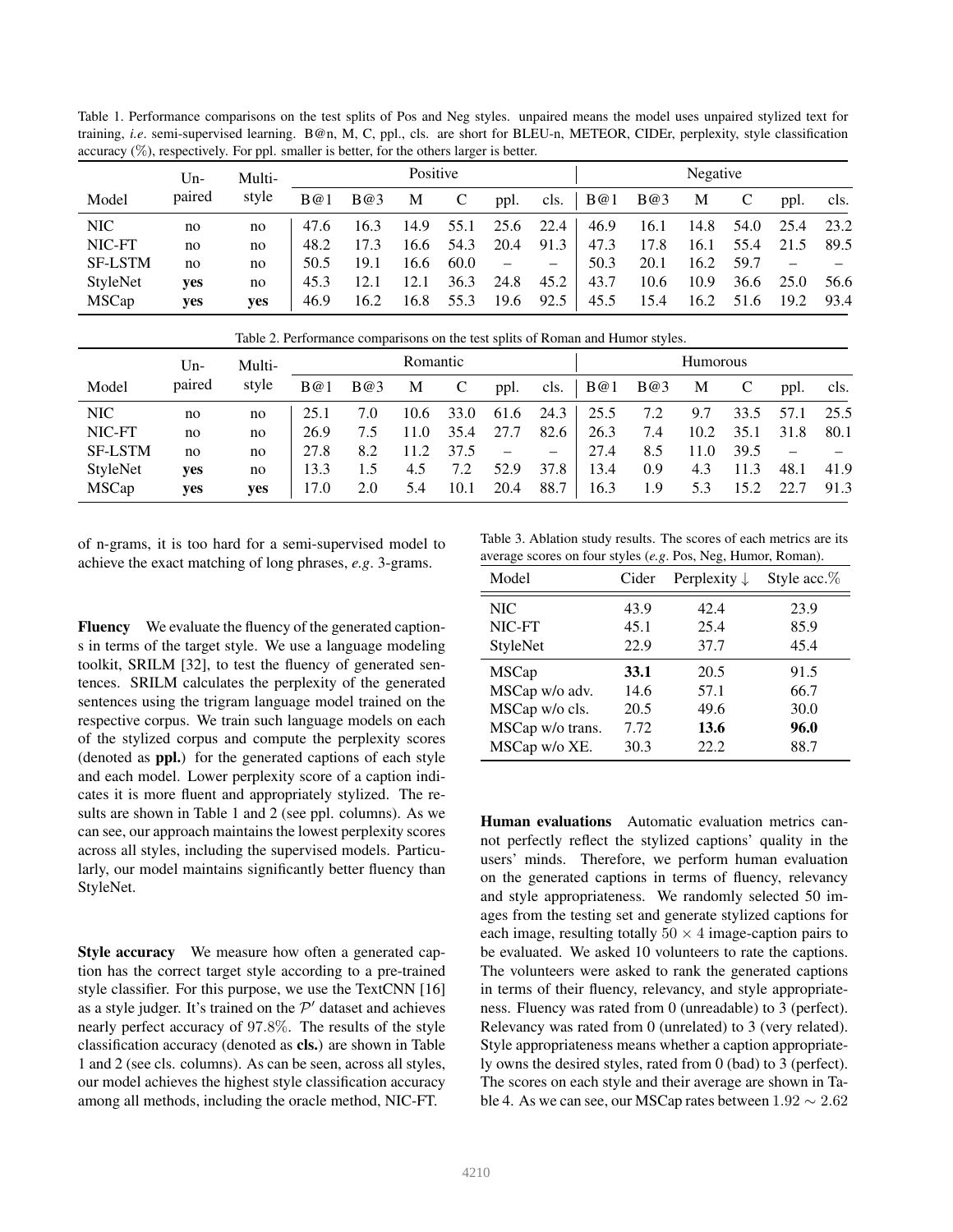Table 1. Performance comparisons on the test splits of Pos and Neg styles. unpaired means the model uses unpaired stylized text for training, *i.e*. semi-supervised learning. B@n, M, C, ppl., cls. are short for BLEU-n, METEOR, CIDEr, perplexity, style classification accuracy (%), respectively. For ppl. smaller is better, for the others larger is better.

| Model | Un-paired | Multi-style | Positive | | | | | | Negative | | | | | |
|---|---|---|---|---|---|---|---|---|---|---|---|---|---|---|
| | | | B@1 | B@3 | M | C | ppl. | cls. | B@1 | B@3 | M | C | ppl. | cls. |
| NIC | no | no | 47.6 | 16.3 | 14.9 | 55.1 | 25.6 | 22.4 | 46.9 | 16.1 | 14.8 | 54.0 | 25.4 | 23.2 |
| NIC-FT | no | no | 48.2 | 17.3 | 16.6 | 54.3 | 20.4 | 91.3 | 47.3 | 17.8 | 16.1 | 55.4 | 21.5 | 89.5 |
| SF-LSTM | no | no | 50.5 | 19.1 | 16.6 | 60.0 | – | – | 50.3 | 20.1 | 16.2 | 59.7 | – | – |
| StyleNet | **yes** | no | 45.3 | 12.1 | 12.1 | 36.3 | 24.8 | 45.2 | 43.7 | 10.6 | 10.9 | 36.6 | 25.0 | 56.6 |
| MSCap | **yes** | **yes** | 46.9 | 16.2 | 16.8 | 55.3 | 19.6 | 92.5 | 45.5 | 15.4 | 16.2 | 51.6 | 19.2 | 93.4 |

Table 2. Performance comparisons on the test splits of Roman and Humor styles.

| Model | Un-paired | Multi-style | Romantic | | | | | | Humorous | | | | | |
|---|---|---|---|---|---|---|---|---|---|---|---|---|---|---|
| | | | B@1 | B@3 | M | C | ppl. | cls. | B@1 | B@3 | M | C | ppl. | cls. |
| NIC | no | no | 25.1 | 7.0 | 10.6 | 33.0 | 61.6 | 24.3 | 25.5 | 7.2 | 9.7 | 33.5 | 57.1 | 25.5 |
| NIC-FT | no | no | 26.9 | 7.5 | 11.0 | 35.4 | 27.7 | 82.6 | 26.3 | 7.4 | 10.2 | 35.1 | 31.8 | 80.1 |
| SF-LSTM | no | no | 27.8 | 8.2 | 11.2 | 37.5 | – | – | 27.4 | 8.5 | 11.0 | 39.5 | – | – |
| StyleNet | **yes** | no | 13.3 | 1.5 | 4.5 | 7.2 | 52.9 | 37.8 | 13.4 | 0.9 | 4.3 | 11.3 | 48.1 | 41.9 |
| MSCap | **yes** | **yes** | 17.0 | 2.0 | 5.4 | 10.1 | 20.4 | 88.7 | 16.3 | 1.9 | 5.3 | 15.2 | 22.7 | 91.3 |

of n-grams, it is too hard for a semi-supervised model to achieve the exact matching of long phrases, *e.g*. 3-grams.

**Fluency** We evaluate the fluency of the generated captions in terms of the target style. We use a language modeling toolkit, SRILM [32], to test the fluency of generated sentences. SRILM calculates the perplexity of the generated sentences using the trigram language model trained on the respective corpus. We train such language models on each of the stylized corpus and compute the perplexity scores (denoted as **ppl.**) for the generated captions of each style and each model. Lower perplexity score of a caption indicates it is more fluent and appropriately stylized. The results are shown in Table 1 and 2 (see ppl. columns). As we can see, our approach maintains the lowest perplexity scores across all styles, including the supervised models. Particularly, our model maintains significantly better fluency than StyleNet.

**Style accuracy** We measure how often a generated caption has the correct target style according to a pre-trained style classifier. For this purpose, we use the TextCNN [16] as a style judger. It's trained on the $\mathcal{P}'$ dataset and achieves nearly perfect accuracy of $97.8\%$. The results of the style classification accuracy (denoted as **cls.**) are shown in Table 1 and 2 (see cls. columns). As can be seen, across all styles, our model achieves the highest style classification accuracy among all methods, including the oracle method, NIC-FT.

Table 3. Ablation study results. The scores of each metrics are its average scores on four styles (*e.g*. Pos, Neg, Humor, Roman).

| Model | Cider | Perplexity ↓ | Style acc.% |
|---|---|---|---|
| NIC | 43.9 | 42.4 | 23.9 |
| NIC-FT | 45.1 | 25.4 | 85.9 |
| StyleNet | 22.9 | 37.7 | 45.4 |
| MSCap | **33.1** | 20.5 | 91.5 |
| MSCap w/o adv. | 14.6 | 57.1 | 66.7 |
| MSCap w/o cls. | 20.5 | 49.6 | 30.0 |
| MSCap w/o trans. | 7.72 | **13.6** | **96.0** |
| MSCap w/o XE. | 30.3 | 22.2 | 88.7 |

**Human evaluations** Automatic evaluation metrics cannot perfectly reflect the stylized captions' quality in the users' minds. Therefore, we perform human evaluation on the generated captions in terms of fluency, relevancy and style appropriateness. We randomly selected 50 images from the testing set and generate stylized captions for each image, resulting totally $50 \times 4$ image-caption pairs to be evaluated. We asked 10 volunteers to rate the captions. The volunteers were asked to rank the generated captions in terms of their fluency, relevancy, and style appropriateness. Fluency was rated from 0 (unreadable) to 3 (perfect). Relevancy was rated from 0 (unrelated) to 3 (very related). Style appropriateness means whether a caption appropriately owns the desired styles, rated from 0 (bad) to 3 (perfect). The scores on each style and their average are shown in Table 4. As we can see, our MSCap rates between $1.92 \sim 2.62$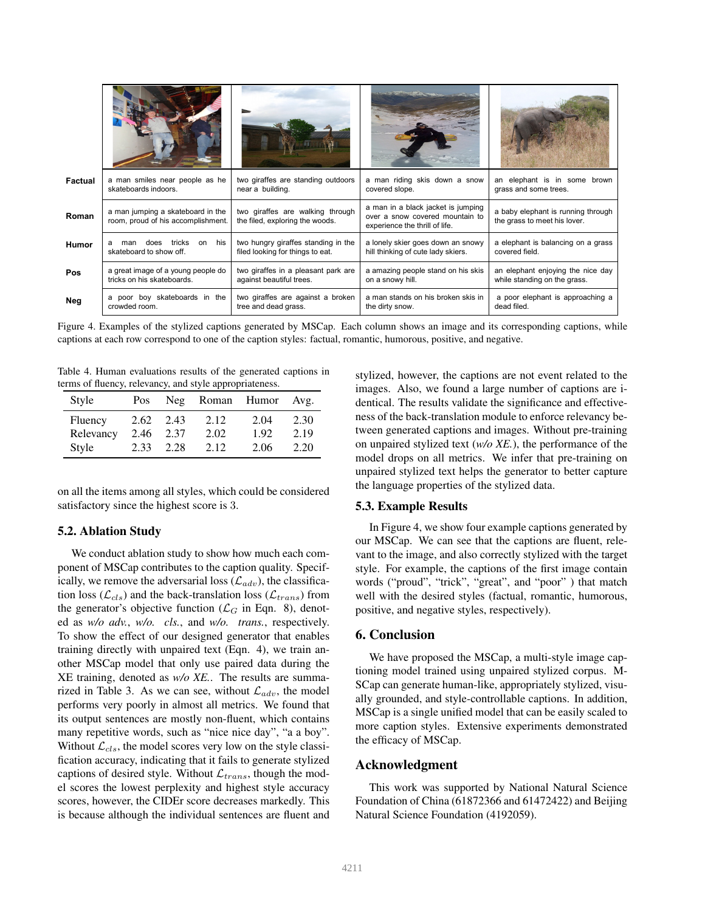| | | | | |
|---|---|---|---|---|
| **Factual** | a man smiles near people as he skateboards indoors. | two giraffes are standing outdoors near a building. | a man riding skis down a snow covered slope. | an elephant is in some brown grass and some trees. |
| **Roman** | a man jumping a skateboard in the room, proud of his accomplishment. | two giraffes are walking through the filed, exploring the woods. | a man in a black jacket is jumping over a snow covered mountain to experience the thrill of life. | a baby elephant is running through the grass to meet his lover. |
| **Humor** | a man does tricks on his skateboard to show off. | two hungry giraffes standing in the filed looking for things to eat. | a lonely skier goes down an snowy hill thinking of cute lady skiers. | a elephant is balancing on a grass covered field. |
| **Pos** | a great image of a young people do tricks on his skateboards. | two giraffes in a pleasant park are against beautiful trees. | a amazing people stand on his skis on a snowy hill. | an elephant enjoying the nice day while standing on the grass. |
| **Neg** | a poor boy skateboards in the crowded room. | two giraffes are against a broken tree and dead grass. | a man stands on his broken skis in the dirty snow. | a poor elephant is approaching a dead filed. |

Figure 4. Examples of the stylized captions generated by MSCap. Each column shows an image and its corresponding captions, while captions at each row correspond to one of the caption styles: factual, romantic, humorous, positive, and negative.

Table 4. Human evaluations results of the generated captions in terms of fluency, relevancy, and style appropriateness.

| Style | Pos | Neg | Roman | Humor | Avg. |
|---|---|---|---|---|---|
| Fluency | 2.62 | 2.43 | 2.12 | 2.04 | 2.30 |
| Relevancy | 2.46 | 2.37 | 2.02 | 1.92 | 2.19 |
| Style | 2.33 | 2.28 | 2.12 | 2.06 | 2.20 |

on all the items among all styles, which could be considered satisfactory since the highest score is 3.

## 5.2. Ablation Study

We conduct ablation study to show how much each component of MSCap contributes to the caption quality. Specifically, we remove the adversarial loss ($\mathcal{L}_{adv}$), the classification loss ($\mathcal{L}_{cls}$) and the back-translation loss ($\mathcal{L}_{trans}$) from the generator's objective function ($\mathcal{L}_G$ in Eqn. 8), denoted as *w/o adv.*, *w/o. cls.*, and *w/o. trans.*, respectively. To show the effect of our designed generator that enables training directly with unpaired text (Eqn. 4), we train another MSCap model that only use paired data during the XE training, denoted as *w/o XE.*. The results are summarized in Table 3. As we can see, without $\mathcal{L}_{adv}$, the model performs very poorly in almost all metrics. We found that its output sentences are mostly non-fluent, which contains many repetitive words, such as "nice nice day", "a a boy". Without $\mathcal{L}_{cls}$, the model scores very low on the style classification accuracy, indicating that it fails to generate stylized captions of desired style. Without $\mathcal{L}_{trans}$, though the model scores the lowest perplexity and highest style accuracy scores, however, the CIDEr score decreases markedly. This is because although the individual sentences are fluent and stylized, however, the captions are not event related to the images. Also, we found a large number of captions are identical. The results validate the significance and effectiveness of the back-translation module to enforce relevancy between generated captions and images. Without pre-training on unpaired stylized text (*w/o XE.*), the performance of the model drops on all metrics. We infer that pre-training on unpaired stylized text helps the generator to better capture the language properties of the stylized data.

## 5.3. Example Results

In Figure 4, we show four example captions generated by our MSCap. We can see that the captions are fluent, relevant to the image, and also correctly stylized with the target style. For example, the captions of the first image contain words ("proud", "trick", "great", and "poor" ) that match well with the desired styles (factual, romantic, humorous, positive, and negative styles, respectively).

# 6. Conclusion

We have proposed the MSCap, a multi-style image captioning model trained using unpaired stylized corpus. MSCap can generate human-like, appropriately stylized, visually grounded, and style-controllable captions. In addition, MSCap is a single unified model that can be easily scaled to more caption styles. Extensive experiments demonstrated the efficacy of MSCap.

# Acknowledgment

This work was supported by National Natural Science Foundation of China (61872366 and 61472422) and Beijing Natural Science Foundation (4192059).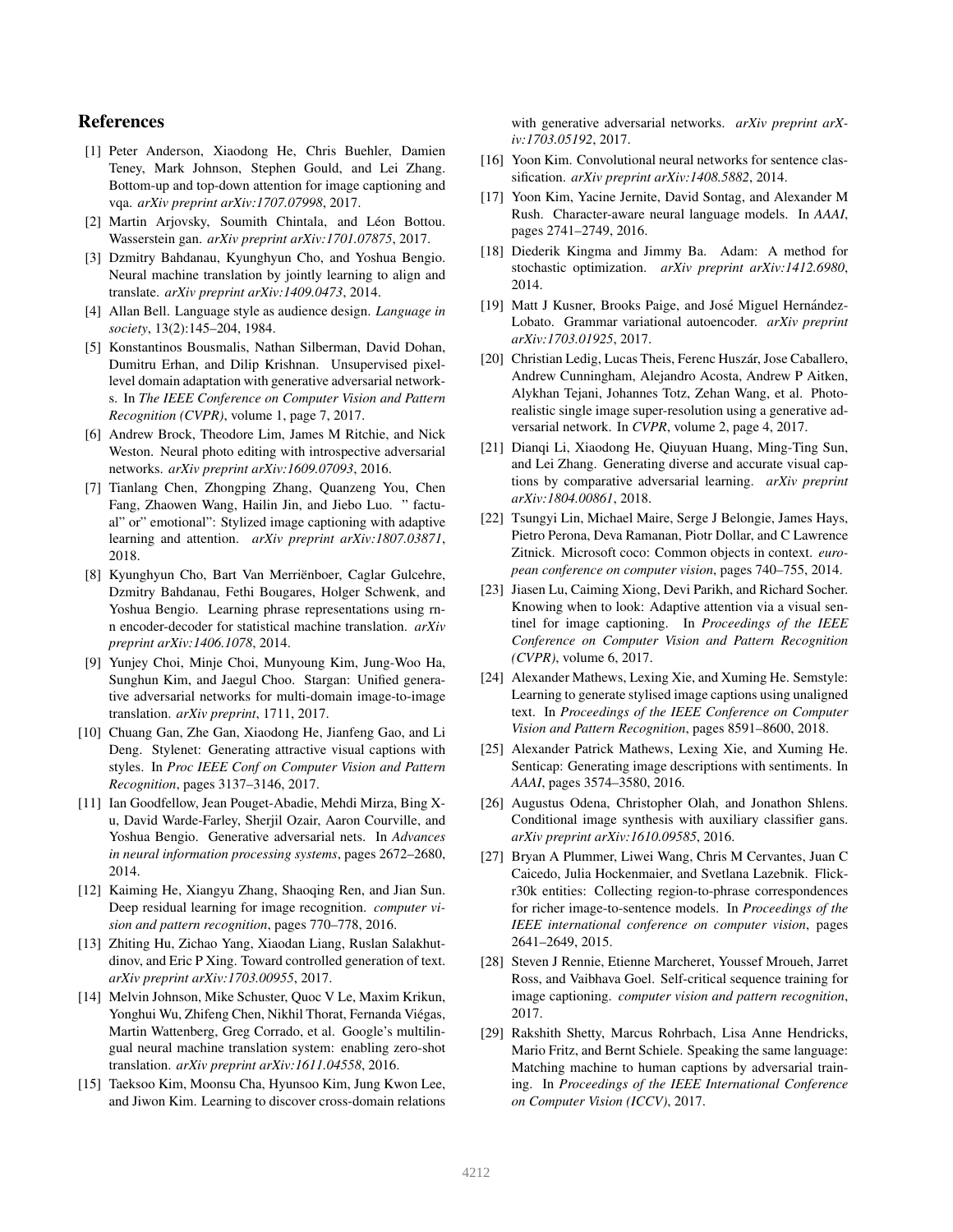## References

[1] Peter Anderson, Xiaodong He, Chris Buehler, Damien Teney, Mark Johnson, Stephen Gould, and Lei Zhang. Bottom-up and top-down attention for image captioning and vqa. *arXiv preprint arXiv:1707.07998*, 2017.

[2] Martin Arjovsky, Soumith Chintala, and Léon Bottou. Wasserstein gan. *arXiv preprint arXiv:1701.07875*, 2017.

[3] Dzmitry Bahdanau, Kyunghyun Cho, and Yoshua Bengio. Neural machine translation by jointly learning to align and translate. *arXiv preprint arXiv:1409.0473*, 2014.

[4] Allan Bell. Language style as audience design. *Language in society*, 13(2):145–204, 1984.

[5] Konstantinos Bousmalis, Nathan Silberman, David Dohan, Dumitru Erhan, and Dilip Krishnan. Unsupervised pixel-level domain adaptation with generative adversarial networks. In *The IEEE Conference on Computer Vision and Pattern Recognition (CVPR)*, volume 1, page 7, 2017.

[6] Andrew Brock, Theodore Lim, James M Ritchie, and Nick Weston. Neural photo editing with introspective adversarial networks. *arXiv preprint arXiv:1609.07093*, 2016.

[7] Tianlang Chen, Zhongping Zhang, Quanzeng You, Chen Fang, Zhaowen Wang, Hailin Jin, and Jiebo Luo. " factual" or" emotional": Stylized image captioning with adaptive learning and attention. *arXiv preprint arXiv:1807.03871*, 2018.

[8] Kyunghyun Cho, Bart Van Merriënboer, Caglar Gulcehre, Dzmitry Bahdanau, Fethi Bougares, Holger Schwenk, and Yoshua Bengio. Learning phrase representations using rnn encoder-decoder for statistical machine translation. *arXiv preprint arXiv:1406.1078*, 2014.

[9] Yunjey Choi, Minje Choi, Munyoung Kim, Jung-Woo Ha, Sunghun Kim, and Jaegul Choo. Stargan: Unified generative adversarial networks for multi-domain image-to-image translation. *arXiv preprint*, 1711, 2017.

[10] Chuang Gan, Zhe Gan, Xiaodong He, Jianfeng Gao, and Li Deng. Stylenet: Generating attractive visual captions with styles. In *Proc IEEE Conf on Computer Vision and Pattern Recognition*, pages 3137–3146, 2017.

[11] Ian Goodfellow, Jean Pouget-Abadie, Mehdi Mirza, Bing Xu, David Warde-Farley, Sherjil Ozair, Aaron Courville, and Yoshua Bengio. Generative adversarial nets. In *Advances in neural information processing systems*, pages 2672–2680, 2014.

[12] Kaiming He, Xiangyu Zhang, Shaoqing Ren, and Jian Sun. Deep residual learning for image recognition. *computer vision and pattern recognition*, pages 770–778, 2016.

[13] Zhiting Hu, Zichao Yang, Xiaodan Liang, Ruslan Salakhutdinov, and Eric P Xing. Toward controlled generation of text. *arXiv preprint arXiv:1703.00955*, 2017.

[14] Melvin Johnson, Mike Schuster, Quoc V Le, Maxim Krikun, Yonghui Wu, Zhifeng Chen, Nikhil Thorat, Fernanda Viégas, Martin Wattenberg, Greg Corrado, et al. Google's multilingual neural machine translation system: enabling zero-shot translation. *arXiv preprint arXiv:1611.04558*, 2016.

[15] Taeksoo Kim, Moonsu Cha, Hyunsoo Kim, Jung Kwon Lee, and Jiwon Kim. Learning to discover cross-domain relations with generative adversarial networks. *arXiv preprint arXiv:1703.05192*, 2017.

[16] Yoon Kim. Convolutional neural networks for sentence classification. *arXiv preprint arXiv:1408.5882*, 2014.

[17] Yoon Kim, Yacine Jernite, David Sontag, and Alexander M Rush. Character-aware neural language models. In *AAAI*, pages 2741–2749, 2016.

[18] Diederik Kingma and Jimmy Ba. Adam: A method for stochastic optimization. *arXiv preprint arXiv:1412.6980*, 2014.

[19] Matt J Kusner, Brooks Paige, and José Miguel Hernández-Lobato. Grammar variational autoencoder. *arXiv preprint arXiv:1703.01925*, 2017.

[20] Christian Ledig, Lucas Theis, Ferenc Huszár, Jose Caballero, Andrew Cunningham, Alejandro Acosta, Andrew P Aitken, Alykhan Tejani, Johannes Totz, Zehan Wang, et al. Photo-realistic single image super-resolution using a generative adversarial network. In *CVPR*, volume 2, page 4, 2017.

[21] Dianqi Li, Xiaodong He, Qiuyuan Huang, Ming-Ting Sun, and Lei Zhang. Generating diverse and accurate visual captions by comparative adversarial learning. *arXiv preprint arXiv:1804.00861*, 2018.

[22] Tsungyi Lin, Michael Maire, Serge J Belongie, James Hays, Pietro Perona, Deva Ramanan, Piotr Dollar, and C Lawrence Zitnick. Microsoft coco: Common objects in context. *european conference on computer vision*, pages 740–755, 2014.

[23] Jiasen Lu, Caiming Xiong, Devi Parikh, and Richard Socher. Knowing when to look: Adaptive attention via a visual sentinel for image captioning. In *Proceedings of the IEEE Conference on Computer Vision and Pattern Recognition (CVPR)*, volume 6, 2017.

[24] Alexander Mathews, Lexing Xie, and Xuming He. Semstyle: Learning to generate stylised image captions using unaligned text. In *Proceedings of the IEEE Conference on Computer Vision and Pattern Recognition*, pages 8591–8600, 2018.

[25] Alexander Patrick Mathews, Lexing Xie, and Xuming He. Senticap: Generating image descriptions with sentiments. In *AAAI*, pages 3574–3580, 2016.

[26] Augustus Odena, Christopher Olah, and Jonathon Shlens. Conditional image synthesis with auxiliary classifier gans. *arXiv preprint arXiv:1610.09585*, 2016.

[27] Bryan A Plummer, Liwei Wang, Chris M Cervantes, Juan C Caicedo, Julia Hockenmaier, and Svetlana Lazebnik. Flickr30k entities: Collecting region-to-phrase correspondences for richer image-to-sentence models. In *Proceedings of the IEEE international conference on computer vision*, pages 2641–2649, 2015.

[28] Steven J Rennie, Etienne Marcheret, Youssef Mroueh, Jarret Ross, and Vaibhava Goel. Self-critical sequence training for image captioning. *computer vision and pattern recognition*, 2017.

[29] Rakshith Shetty, Marcus Rohrbach, Lisa Anne Hendricks, Mario Fritz, and Bernt Schiele. Speaking the same language: Matching machine to human captions by adversarial training. In *Proceedings of the IEEE International Conference on Computer Vision (ICCV)*, 2017.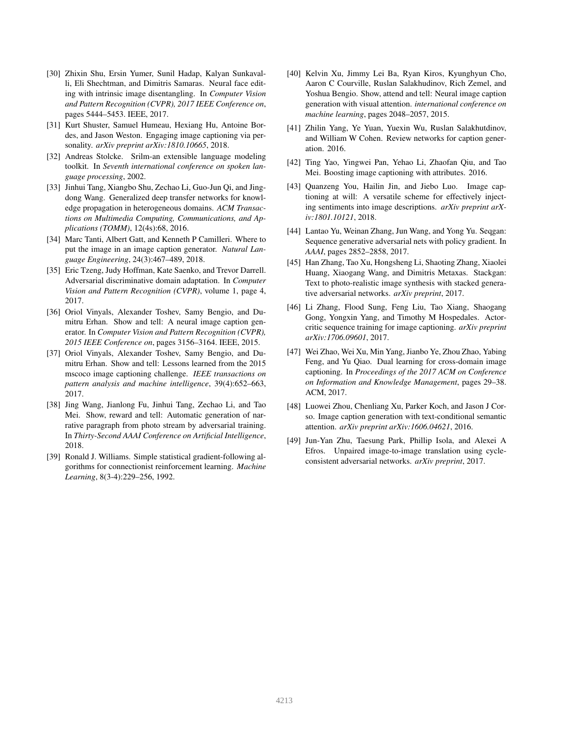[30] Zhixin Shu, Ersin Yumer, Sunil Hadap, Kalyan Sunkavalli, Eli Shechtman, and Dimitris Samaras. Neural face editing with intrinsic image disentangling. In *Computer Vision and Pattern Recognition (CVPR), 2017 IEEE Conference on*, pages 5444–5453. IEEE, 2017.

[31] Kurt Shuster, Samuel Humeau, Hexiang Hu, Antoine Bordes, and Jason Weston. Engaging image captioning via personality. *arXiv preprint arXiv:1810.10665*, 2018.

[32] Andreas Stolcke. Srilm-an extensible language modeling toolkit. In *Seventh international conference on spoken language processing*, 2002.

[33] Jinhui Tang, Xiangbo Shu, Zechao Li, Guo-Jun Qi, and Jingdong Wang. Generalized deep transfer networks for knowledge propagation in heterogeneous domains. *ACM Transactions on Multimedia Computing, Communications, and Applications (TOMM)*, 12(4s):68, 2016.

[34] Marc Tanti, Albert Gatt, and Kenneth P Camilleri. Where to put the image in an image caption generator. *Natural Language Engineering*, 24(3):467–489, 2018.

[35] Eric Tzeng, Judy Hoffman, Kate Saenko, and Trevor Darrell. Adversarial discriminative domain adaptation. In *Computer Vision and Pattern Recognition (CVPR)*, volume 1, page 4, 2017.

[36] Oriol Vinyals, Alexander Toshev, Samy Bengio, and Dumitru Erhan. Show and tell: A neural image caption generator. In *Computer Vision and Pattern Recognition (CVPR), 2015 IEEE Conference on*, pages 3156–3164. IEEE, 2015.

[37] Oriol Vinyals, Alexander Toshev, Samy Bengio, and Dumitru Erhan. Show and tell: Lessons learned from the 2015 mscoco image captioning challenge. *IEEE transactions on pattern analysis and machine intelligence*, 39(4):652–663, 2017.

[38] Jing Wang, Jianlong Fu, Jinhui Tang, Zechao Li, and Tao Mei. Show, reward and tell: Automatic generation of narrative paragraph from photo stream by adversarial training. In *Thirty-Second AAAI Conference on Artificial Intelligence*, 2018.

[39] Ronald J. Williams. Simple statistical gradient-following algorithms for connectionist reinforcement learning. *Machine Learning*, 8(3-4):229–256, 1992.

[40] Kelvin Xu, Jimmy Lei Ba, Ryan Kiros, Kyunghyun Cho, Aaron C Courville, Ruslan Salakhudinov, Rich Zemel, and Yoshua Bengio. Show, attend and tell: Neural image caption generation with visual attention. *international conference on machine learning*, pages 2048–2057, 2015.

[41] Zhilin Yang, Ye Yuan, Yuexin Wu, Ruslan Salakhutdinov, and William W Cohen. Review networks for caption generation. 2016.

[42] Ting Yao, Yingwei Pan, Yehao Li, Zhaofan Qiu, and Tao Mei. Boosting image captioning with attributes. 2016.

[43] Quanzeng You, Hailin Jin, and Jiebo Luo. Image captioning at will: A versatile scheme for effectively injecting sentiments into image descriptions. *arXiv preprint arXiv:1801.10121*, 2018.

[44] Lantao Yu, Weinan Zhang, Jun Wang, and Yong Yu. Seqgan: Sequence generative adversarial nets with policy gradient. In *AAAI*, pages 2852–2858, 2017.

[45] Han Zhang, Tao Xu, Hongsheng Li, Shaoting Zhang, Xiaolei Huang, Xiaogang Wang, and Dimitris Metaxas. Stackgan: Text to photo-realistic image synthesis with stacked generative adversarial networks. *arXiv preprint*, 2017.

[46] Li Zhang, Flood Sung, Feng Liu, Tao Xiang, Shaogang Gong, Yongxin Yang, and Timothy M Hospedales. Actor-critic sequence training for image captioning. *arXiv preprint arXiv:1706.09601*, 2017.

[47] Wei Zhao, Wei Xu, Min Yang, Jianbo Ye, Zhou Zhao, Yabing Feng, and Yu Qiao. Dual learning for cross-domain image captioning. In *Proceedings of the 2017 ACM on Conference on Information and Knowledge Management*, pages 29–38. ACM, 2017.

[48] Luowei Zhou, Chenliang Xu, Parker Koch, and Jason J Corso. Image caption generation with text-conditional semantic attention. *arXiv preprint arXiv:1606.04621*, 2016.

[49] Jun-Yan Zhu, Taesung Park, Phillip Isola, and Alexei A Efros. Unpaired image-to-image translation using cycle-consistent adversarial networks. *arXiv preprint*, 2017.